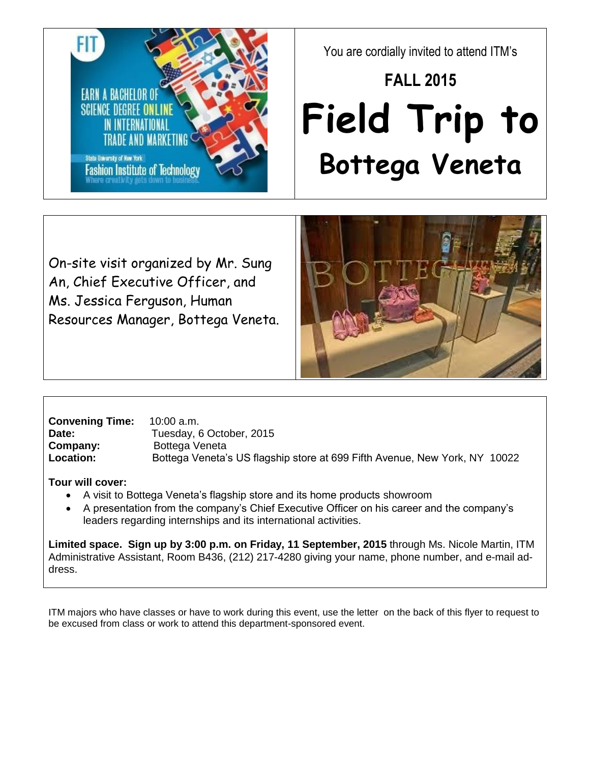You are cordially invited to attend ITM's

## FALL 2015

# Field Trip to Bottega Veneta

On-site visit organized by Mr. Sung An, Chief Executive Officer, and Ms. Jessica Ferguson, Human Resources Manager, Bottega Veneta.

**Convening Time:** 10:00 a.m.
**Date:** Tuesday, 6 October, 2015
**Company:** Bottega Veneta
**Location:** Bottega Veneta's US flagship store at 699 Fifth Avenue, New York, NY 10022

**Tour will cover:**

- A visit to Bottega Veneta's flagship store and its home products showroom
- A presentation from the company's Chief Executive Officer on his career and the company's leaders regarding internships and its international activities.

**Limited space. Sign up by 3:00 p.m. on Friday, 11 September, 2015** through Ms. Nicole Martin, ITM Administrative Assistant, Room B436, (212) 217-4280 giving your name, phone number, and e-mail address.

ITM majors who have classes or have to work during this event, use the letter on the back of this flyer to request to be excused from class or work to attend this department-sponsored event.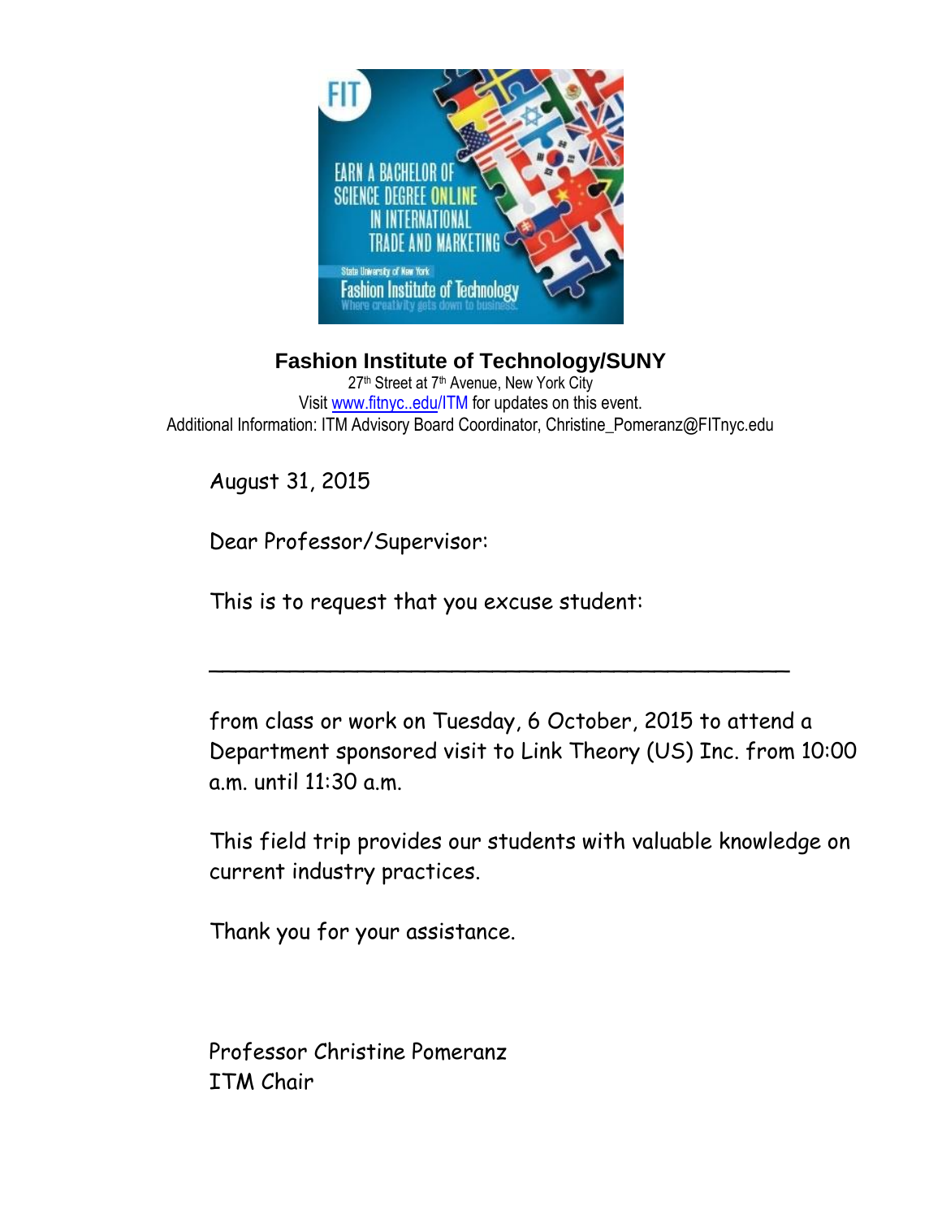**Fashion Institute of Technology/SUNY**

27th Street at 7th Avenue, New York City

Visit www.fitnyc..edu/ITM for updates on this event.

Additional Information: ITM Advisory Board Coordinator, Christine_Pomeranz@FITnyc.edu

August 31, 2015

Dear Professor/Supervisor:

This is to request that you excuse student:

\_\_\_\_\_\_\_\_\_\_\_\_\_\_\_\_\_\_\_\_\_\_\_\_\_\_\_\_\_\_\_\_\_\_\_\_\_\_\_\_\_\_\_\_

from class or work on Tuesday, 6 October, 2015 to attend a Department sponsored visit to Link Theory (US) Inc. from 10:00 a.m. until 11:30 a.m.

This field trip provides our students with valuable knowledge on current industry practices.

Thank you for your assistance.

Professor Christine Pomeranz
ITM Chair